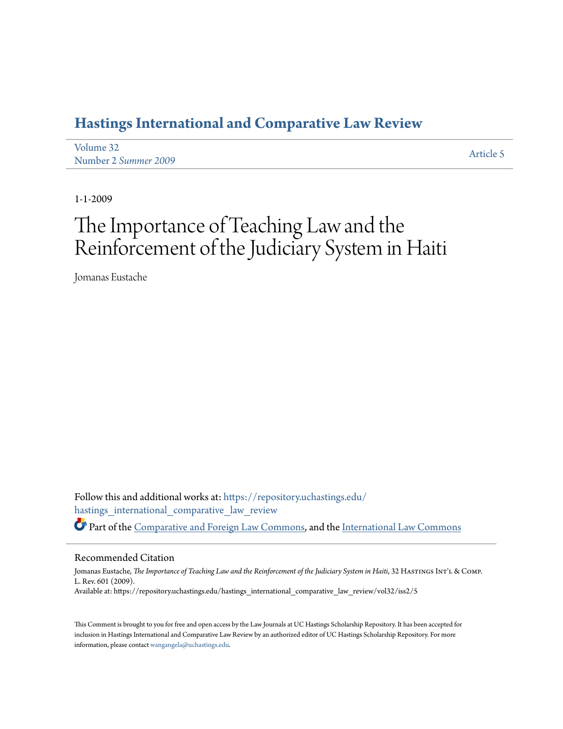# Hastings International and Comparative Law Review

Volume 32
Number 2 *Summer 2009*

Article 5

1-1-2009

# The Importance of Teaching Law and the Reinforcement of the Judiciary System in Haiti

Jomanas Eustache

Follow this and additional works at: https://repository.uchastings.edu/hastings_international_comparative_law_review

Part of the Comparative and Foreign Law Commons, and the International Law Commons

## Recommended Citation

Jomanas Eustache, *The Importance of Teaching Law and the Reinforcement of the Judiciary System in Haiti*, 32 Hastings Int'l & Comp. L. Rev. 601 (2009).
Available at: https://repository.uchastings.edu/hastings_international_comparative_law_review/vol32/iss2/5

This Comment is brought to you for free and open access by the Law Journals at UC Hastings Scholarship Repository. It has been accepted for inclusion in Hastings International and Comparative Law Review by an authorized editor of UC Hastings Scholarship Repository. For more information, please contact wangangela@uchastings.edu.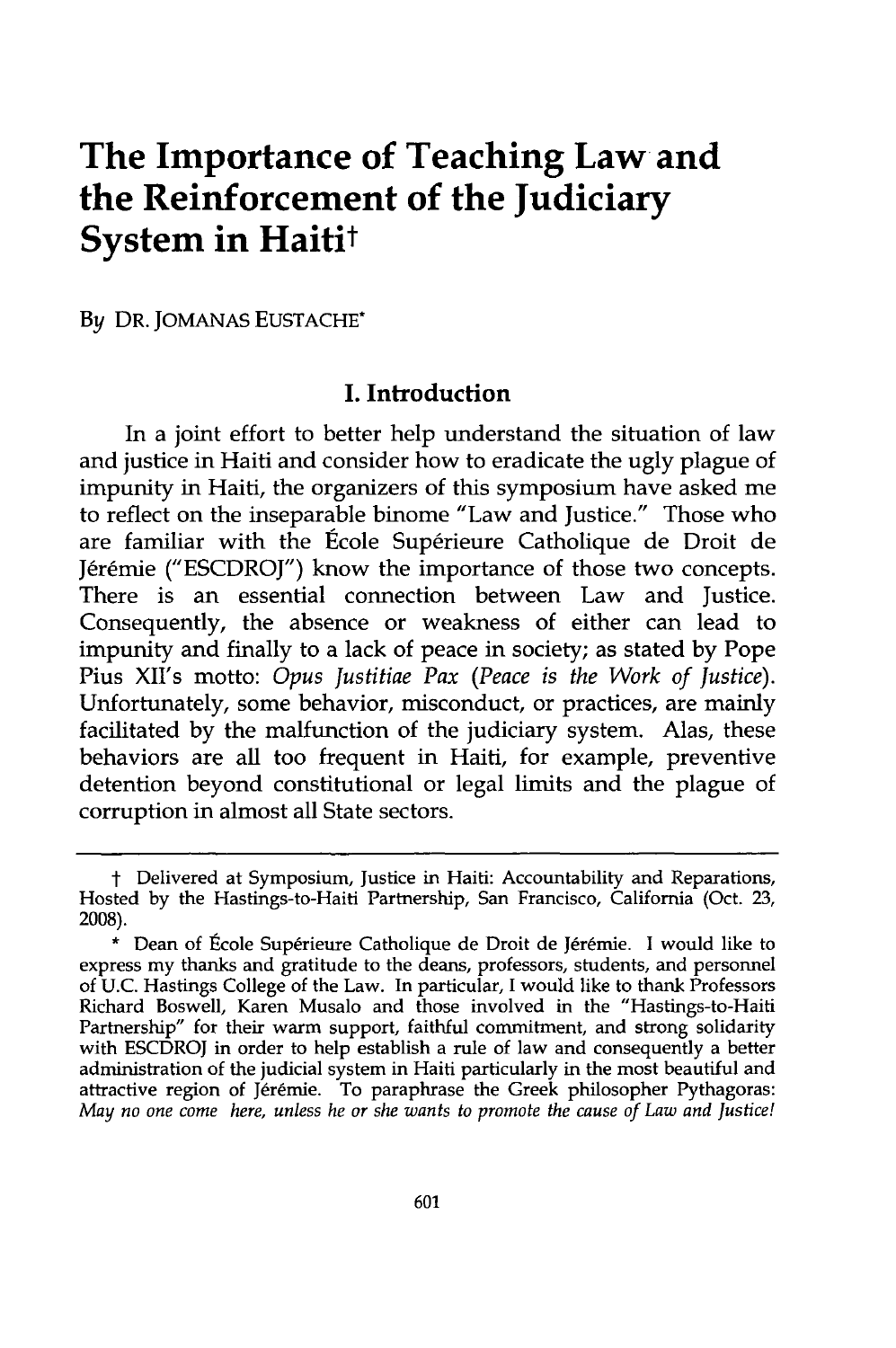# The Importance of Teaching Law and the Reinforcement of the Judiciary System in Haiti†

*By* DR. JOMANAS EUSTACHE*

## I. Introduction

In a joint effort to better help understand the situation of law and justice in Haiti and consider how to eradicate the ugly plague of impunity in Haiti, the organizers of this symposium have asked me to reflect on the inseparable binome "Law and Justice." Those who are familiar with the École Supérieure Catholique de Droit de Jérémie ("ESCDROJ") know the importance of those two concepts. There is an essential connection between Law and Justice. Consequently, the absence or weakness of either can lead to impunity and finally to a lack of peace in society; as stated by Pope Pius XII's motto: *Opus Justitiae Pax* (*Peace is the Work of Justice*). Unfortunately, some behavior, misconduct, or practices, are mainly facilitated by the malfunction of the judiciary system. Alas, these behaviors are all too frequent in Haiti, for example, preventive detention beyond constitutional or legal limits and the plague of corruption in almost all State sectors.

---

† Delivered at Symposium, Justice in Haiti: Accountability and Reparations, Hosted by the Hastings-to-Haiti Partnership, San Francisco, California (Oct. 23, 2008).

\* Dean of École Supérieure Catholique de Droit de Jérémie. I would like to express my thanks and gratitude to the deans, professors, students, and personnel of U.C. Hastings College of the Law. In particular, I would like to thank Professors Richard Boswell, Karen Musalo and those involved in the "Hastings-to-Haiti Partnership" for their warm support, faithful commitment, and strong solidarity with ESCDROJ in order to help establish a rule of law and consequently a better administration of the judicial system in Haiti particularly in the most beautiful and attractive region of Jérémie. To paraphrase the Greek philosopher Pythagoras: *May no one come here, unless he or she wants to promote the cause of Law and Justice!*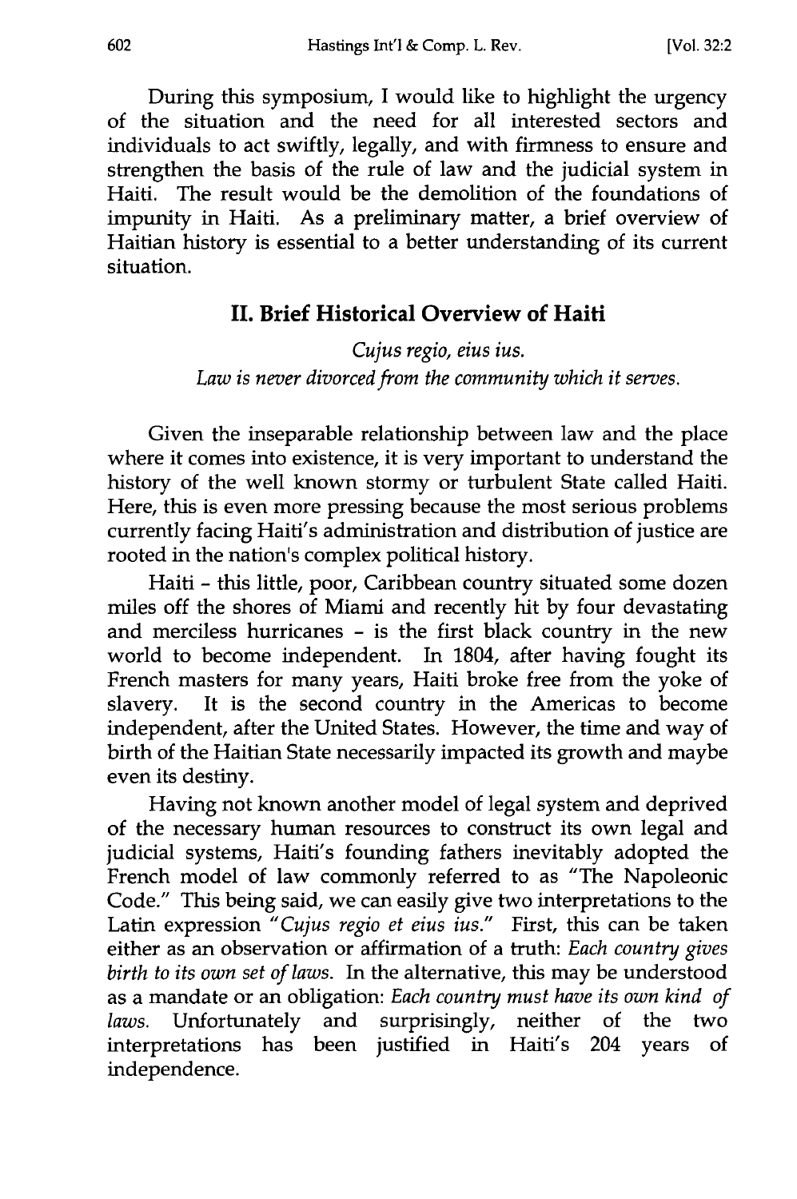During this symposium, I would like to highlight the urgency of the situation and the need for all interested sectors and individuals to act swiftly, legally, and with firmness to ensure and strengthen the basis of the rule of law and the judicial system in Haiti. The result would be the demolition of the foundations of impunity in Haiti. As a preliminary matter, a brief overview of Haitian history is essential to a better understanding of its current situation.

## II. Brief Historical Overview of Haiti

*Cujus regio, eius ius.*
*Law is never divorced from the community which it serves.*

Given the inseparable relationship between law and the place where it comes into existence, it is very important to understand the history of the well known stormy or turbulent State called Haiti. Here, this is even more pressing because the most serious problems currently facing Haiti's administration and distribution of justice are rooted in the nation's complex political history.

Haiti - this little, poor, Caribbean country situated some dozen miles off the shores of Miami and recently hit by four devastating and merciless hurricanes - is the first black country in the new world to become independent. In 1804, after having fought its French masters for many years, Haiti broke free from the yoke of slavery. It is the second country in the Americas to become independent, after the United States. However, the time and way of birth of the Haitian State necessarily impacted its growth and maybe even its destiny.

Having not known another model of legal system and deprived of the necessary human resources to construct its own legal and judicial systems, Haiti's founding fathers inevitably adopted the French model of law commonly referred to as "The Napoleonic Code." This being said, we can easily give two interpretations to the Latin expression "*Cujus regio et eius ius.*" First, this can be taken either as an observation or affirmation of a truth: *Each country gives birth to its own set of laws.* In the alternative, this may be understood as a mandate or an obligation: *Each country must have its own kind of laws.* Unfortunately and surprisingly, neither of the two interpretations has been justified in Haiti's 204 years of independence.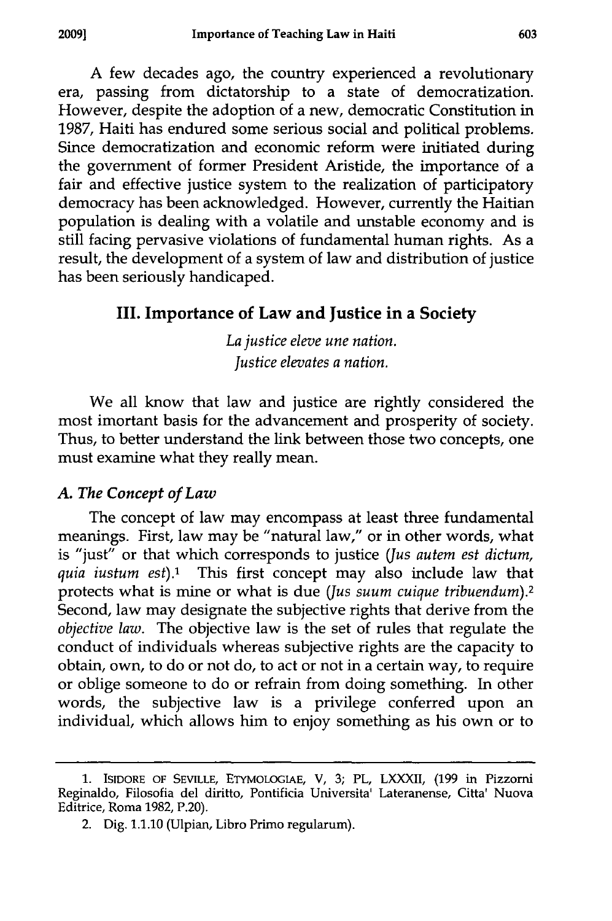A few decades ago, the country experienced a revolutionary era, passing from dictatorship to a state of democratization. However, despite the adoption of a new, democratic Constitution in 1987, Haiti has endured some serious social and political problems. Since democratization and economic reform were initiated during the government of former President Aristide, the importance of a fair and effective justice system to the realization of participatory democracy has been acknowledged. However, currently the Haitian population is dealing with a volatile and unstable economy and is still facing pervasive violations of fundamental human rights. As a result, the development of a system of law and distribution of justice has been seriously handicaped.

## III. Importance of Law and Justice in a Society

*La justice eleve une nation.*
*Justice elevates a nation.*

We all know that law and justice are rightly considered the most imortant basis for the advancement and prosperity of society. Thus, to better understand the link between those two concepts, one must examine what they really mean.

### *A. The Concept of Law*

The concept of law may encompass at least three fundamental meanings. First, law may be "natural law," or in other words, what is "just" or that which corresponds to justice (*Jus autem est dictum, quia iustum est*).[1] This first concept may also include law that protects what is mine or what is due (*Jus suum cuique tribuendum*).[2] Second, law may designate the subjective rights that derive from the *objective law*. The objective law is the set of rules that regulate the conduct of individuals whereas subjective rights are the capacity to obtain, own, to do or not do, to act or not in a certain way, to require or oblige someone to do or refrain from doing something. In other words, the subjective law is a privilege conferred upon an individual, which allows him to enjoy something as his own or to

---

1. ISIDORE OF SEVILLE, ETYMOLOGIAE, V, 3; PL, LXXXII, (199 in Pizzorni Reginaldo, Filosofia del diritto, Pontificia Universita' Lateranense, Citta' Nuova Editrice, Roma 1982, P.20).

2. Dig. 1.1.10 (Ulpian, Libro Primo regularum).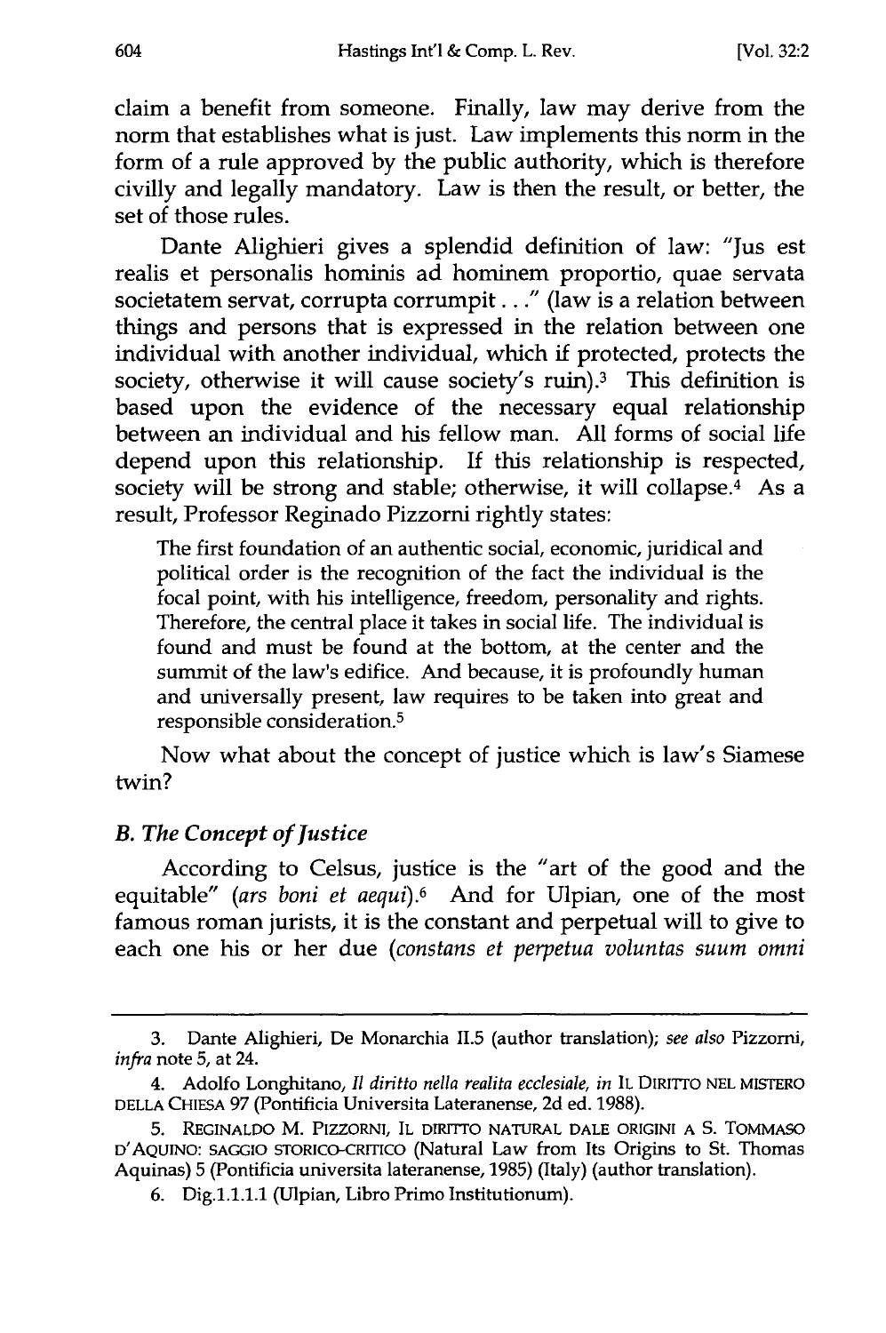claim a benefit from someone. Finally, law may derive from the norm that establishes what is just. Law implements this norm in the form of a rule approved by the public authority, which is therefore civilly and legally mandatory. Law is then the result, or better, the set of those rules.

Dante Alighieri gives a splendid definition of law: "Jus est realis et personalis hominis ad hominem proportio, quae servata societatem servat, corrupta corrumpit . . ." (law is a relation between things and persons that is expressed in the relation between one individual with another individual, which if protected, protects the society, otherwise it will cause society's ruin).[3] This definition is based upon the evidence of the necessary equal relationship between an individual and his fellow man. All forms of social life depend upon this relationship. If this relationship is respected, society will be strong and stable; otherwise, it will collapse.[4] As a result, Professor Reginado Pizzorni rightly states:

> The first foundation of an authentic social, economic, juridical and political order is the recognition of the fact the individual is the focal point, with his intelligence, freedom, personality and rights. Therefore, the central place it takes in social life. The individual is found and must be found at the bottom, at the center and the summit of the law's edifice. And because, it is profoundly human and universally present, law requires to be taken into great and responsible consideration.[5]

Now what about the concept of justice which is law's Siamese twin?

### *B. The Concept of Justice*

According to Celsus, justice is the "art of the good and the equitable" (*ars boni et aequi*).[6] And for Ulpian, one of the most famous roman jurists, it is the constant and perpetual will to give to each one his or her due (*constans et perpetua voluntas suum omni*

---

3. Dante Alighieri, De Monarchia II.5 (author translation); *see also* Pizzorni, *infra* note 5, at 24.

4. Adolfo Longhitano, *Il diritto nella realita ecclesiale*, *in* IL DIRITTO NEL MISTERO DELLA CHIESA 97 (Pontificia Universita Lateranense, 2d ed. 1988).

5. REGINALDO M. PIZZORNI, IL DIRITTO NATURAL DALE ORIGINI A S. TOMMASO D'AQUINO: SAGGIO STORICO-CRITICO (Natural Law from Its Origins to St. Thomas Aquinas) 5 (Pontificia universita lateranense, 1985) (Italy) (author translation).

6. Dig.1.1.1.1 (Ulpian, Libro Primo Institutionum).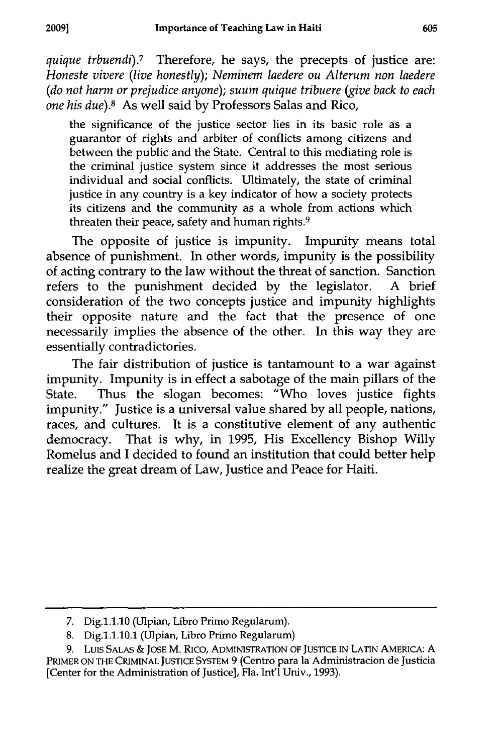*quique trbuendi*).[7] Therefore, he says, the precepts of justice are: *Honeste vivere (live honestly); Neminem laedere ou Alterum non laedere (do not harm or prejudice anyone); suum quique tribuere (give back to each one his due)*.[8] As well said by Professors Salas and Rico,

> the significance of the justice sector lies in its basic role as a guarantor of rights and arbiter of conflicts among citizens and between the public and the State. Central to this mediating role is the criminal justice system since it addresses the most serious individual and social conflicts. Ultimately, the state of criminal justice in any country is a key indicator of how a society protects its citizens and the community as a whole from actions which threaten their peace, safety and human rights.[9]

The opposite of justice is impunity. Impunity means total absence of punishment. In other words, impunity is the possibility of acting contrary to the law without the threat of sanction. Sanction refers to the punishment decided by the legislator. A brief consideration of the two concepts justice and impunity highlights their opposite nature and the fact that the presence of one necessarily implies the absence of the other. In this way they are essentially contradictories.

The fair distribution of justice is tantamount to a war against impunity. Impunity is in effect a sabotage of the main pillars of the State. Thus the slogan becomes: "Who loves justice fights impunity." Justice is a universal value shared by all people, nations, races, and cultures. It is a constitutive element of any authentic democracy. That is why, in 1995, His Excellency Bishop Willy Romelus and I decided to found an institution that could better help realize the great dream of Law, Justice and Peace for Haiti.

---

7. Dig.1.1.10 (Ulpian, Libro Primo Regularum).

8. Dig.1.1.10.1 (Ulpian, Libro Primo Regularum)

9. LUIS SALAS & JOSE M. RICO, ADMINISTRATION OF JUSTICE IN LATIN AMERICA: A PRIMER ON THE CRIMINAL JUSTICE SYSTEM 9 (Centro para la Administracion de Justicia [Center for the Administration of Justice], Fla. Int'l Univ., 1993).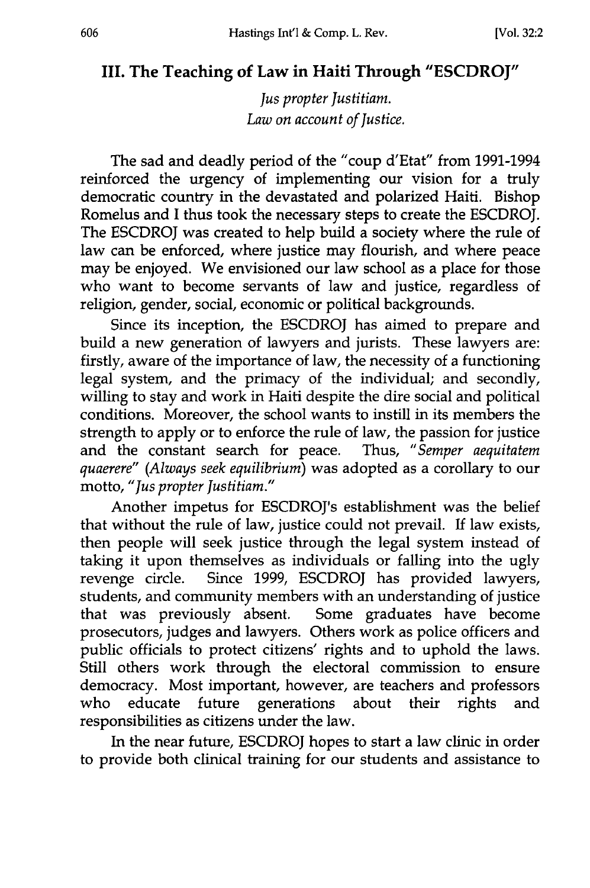## III. The Teaching of Law in Haiti Through "ESCDROJ"

*Jus propter Justitiam.*
*Law on account of Justice.*

The sad and deadly period of the "coup d'Etat" from 1991-1994 reinforced the urgency of implementing our vision for a truly democratic country in the devastated and polarized Haiti. Bishop Romelus and I thus took the necessary steps to create the ESCDROJ. The ESCDROJ was created to help build a society where the rule of law can be enforced, where justice may flourish, and where peace may be enjoyed. We envisioned our law school as a place for those who want to become servants of law and justice, regardless of religion, gender, social, economic or political backgrounds.

Since its inception, the ESCDROJ has aimed to prepare and build a new generation of lawyers and jurists. These lawyers are: firstly, aware of the importance of law, the necessity of a functioning legal system, and the primacy of the individual; and secondly, willing to stay and work in Haiti despite the dire social and political conditions. Moreover, the school wants to instill in its members the strength to apply or to enforce the rule of law, the passion for justice and the constant search for peace. Thus, "*Semper aequitatem quaerere*" (*Always seek equilibrium*) was adopted as a corollary to our motto, "*Jus propter Justitiam.*"

Another impetus for ESCDROJ's establishment was the belief that without the rule of law, justice could not prevail. If law exists, then people will seek justice through the legal system instead of taking it upon themselves as individuals or falling into the ugly revenge circle. Since 1999, ESCDROJ has provided lawyers, students, and community members with an understanding of justice that was previously absent. Some graduates have become prosecutors, judges and lawyers. Others work as police officers and public officials to protect citizens' rights and to uphold the laws. Still others work through the electoral commission to ensure democracy. Most important, however, are teachers and professors who educate future generations about their rights and responsibilities as citizens under the law.

In the near future, ESCDROJ hopes to start a law clinic in order to provide both clinical training for our students and assistance to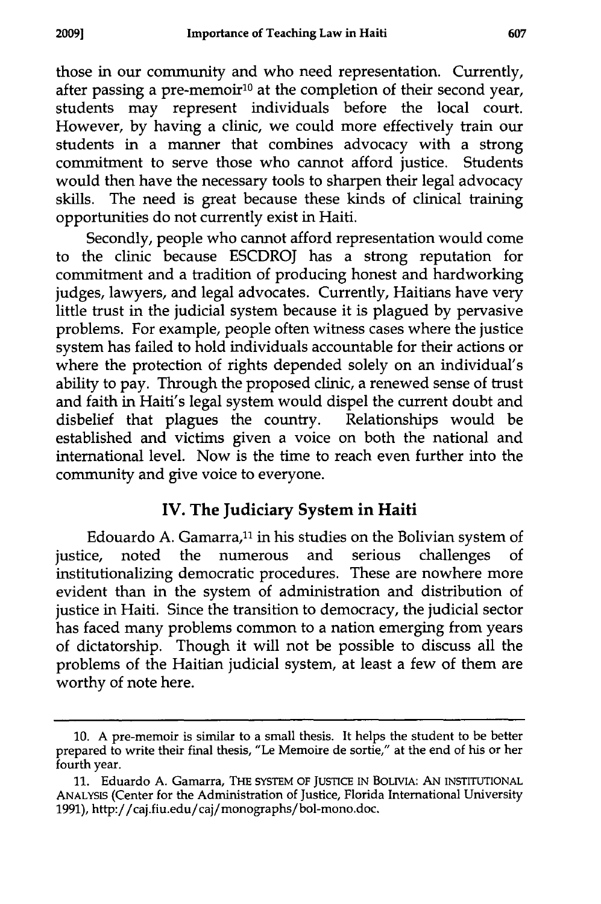those in our community and who need representation. Currently, after passing a pre-memoir[10] at the completion of their second year, students may represent individuals before the local court. However, by having a clinic, we could more effectively train our students in a manner that combines advocacy with a strong commitment to serve those who cannot afford justice. Students would then have the necessary tools to sharpen their legal advocacy skills. The need is great because these kinds of clinical training opportunities do not currently exist in Haiti.

Secondly, people who cannot afford representation would come to the clinic because ESCDROJ has a strong reputation for commitment and a tradition of producing honest and hardworking judges, lawyers, and legal advocates. Currently, Haitians have very little trust in the judicial system because it is plagued by pervasive problems. For example, people often witness cases where the justice system has failed to hold individuals accountable for their actions or where the protection of rights depended solely on an individual's ability to pay. Through the proposed clinic, a renewed sense of trust and faith in Haiti's legal system would dispel the current doubt and disbelief that plagues the country. Relationships would be established and victims given a voice on both the national and international level. Now is the time to reach even further into the community and give voice to everyone.

## IV. The Judiciary System in Haiti

Edouardo A. Gamarra,[11] in his studies on the Bolivian system of justice, noted the numerous and serious challenges of institutionalizing democratic procedures. These are nowhere more evident than in the system of administration and distribution of justice in Haiti. Since the transition to democracy, the judicial sector has faced many problems common to a nation emerging from years of dictatorship. Though it will not be possible to discuss all the problems of the Haitian judicial system, at least a few of them are worthy of note here.

---

10. A pre-memoir is similar to a small thesis. It helps the student to be better prepared to write their final thesis, "Le Memoire de sortie," at the end of his or her fourth year.

11. Eduardo A. Gamarra, THE SYSTEM OF JUSTICE IN BOLIVIA: AN INSTITUTIONAL ANALYSIS (Center for the Administration of Justice, Florida International University 1991), http://caj.fiu.edu/caj/monographs/bol-mono.doc.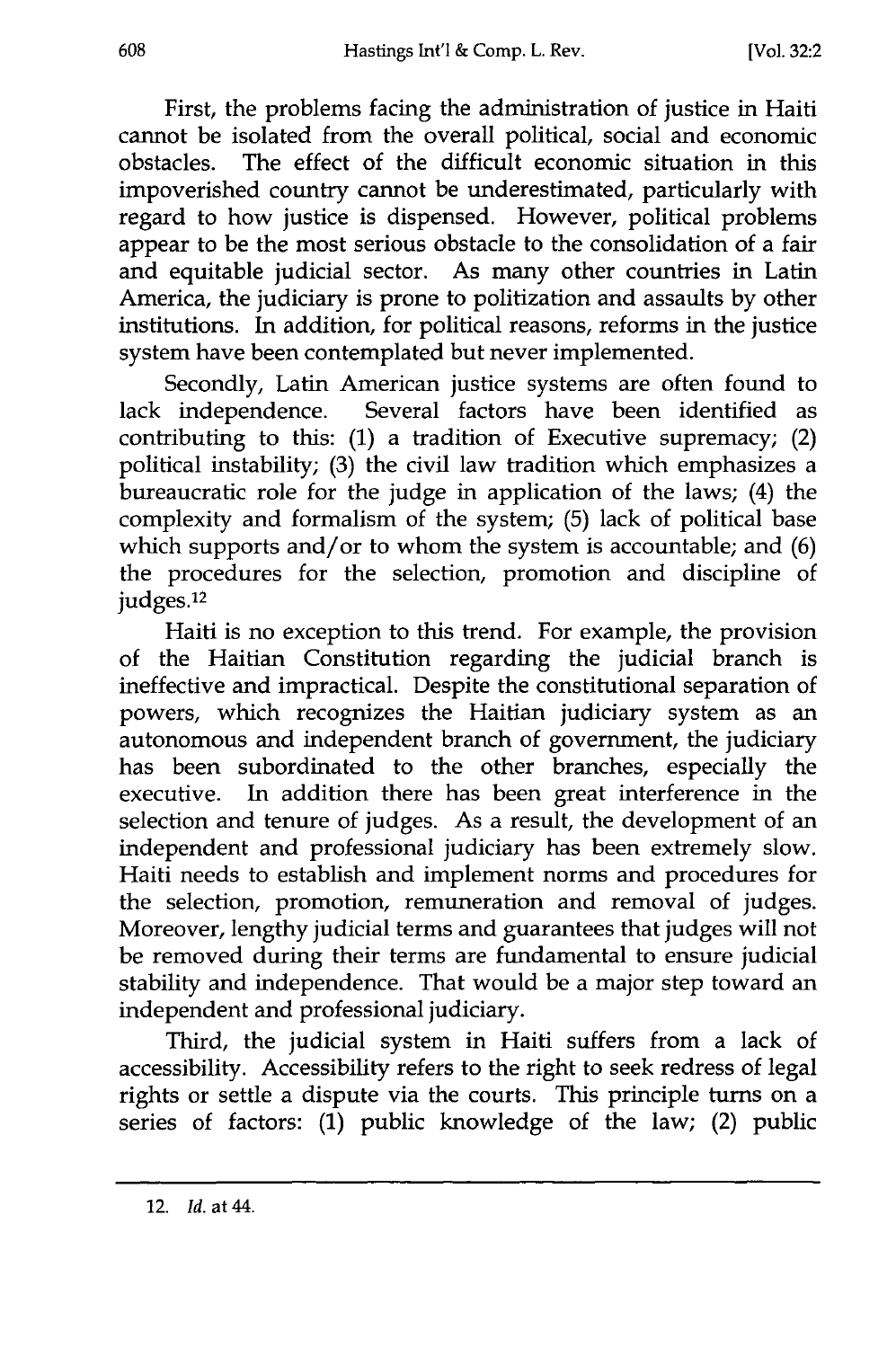First, the problems facing the administration of justice in Haiti cannot be isolated from the overall political, social and economic obstacles. The effect of the difficult economic situation in this impoverished country cannot be underestimated, particularly with regard to how justice is dispensed. However, political problems appear to be the most serious obstacle to the consolidation of a fair and equitable judicial sector. As many other countries in Latin America, the judiciary is prone to politization and assaults by other institutions. In addition, for political reasons, reforms in the justice system have been contemplated but never implemented.

Secondly, Latin American justice systems are often found to lack independence. Several factors have been identified as contributing to this: (1) a tradition of Executive supremacy; (2) political instability; (3) the civil law tradition which emphasizes a bureaucratic role for the judge in application of the laws; (4) the complexity and formalism of the system; (5) lack of political base which supports and/or to whom the system is accountable; and (6) the procedures for the selection, promotion and discipline of judges.[12]

Haiti is no exception to this trend. For example, the provision of the Haitian Constitution regarding the judicial branch is ineffective and impractical. Despite the constitutional separation of powers, which recognizes the Haitian judiciary system as an autonomous and independent branch of government, the judiciary has been subordinated to the other branches, especially the executive. In addition there has been great interference in the selection and tenure of judges. As a result, the development of an independent and professional judiciary has been extremely slow. Haiti needs to establish and implement norms and procedures for the selection, promotion, remuneration and removal of judges. Moreover, lengthy judicial terms and guarantees that judges will not be removed during their terms are fundamental to ensure judicial stability and independence. That would be a major step toward an independent and professional judiciary.

Third, the judicial system in Haiti suffers from a lack of accessibility. Accessibility refers to the right to seek redress of legal rights or settle a dispute via the courts. This principle turns on a series of factors: (1) public knowledge of the law; (2) public

---

12. *Id.* at 44.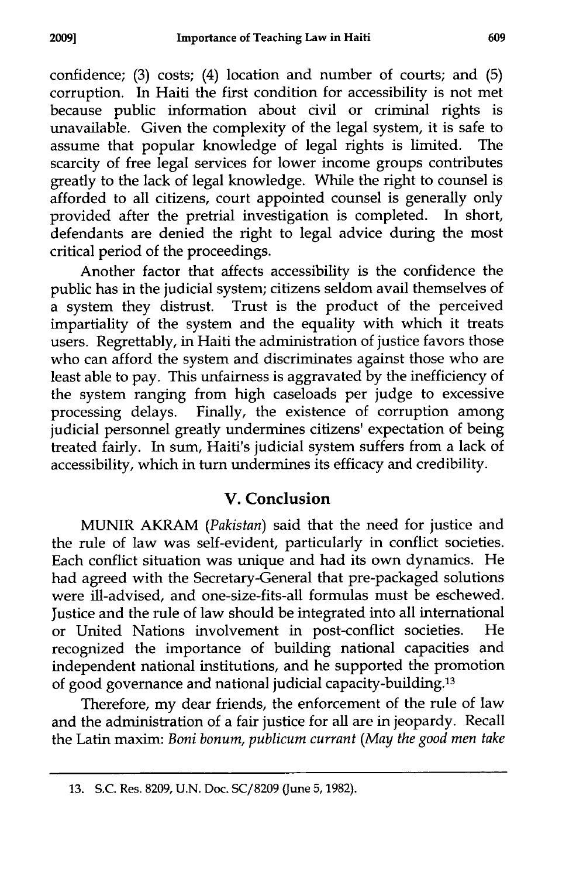confidence; (3) costs; (4) location and number of courts; and (5) corruption. In Haiti the first condition for accessibility is not met because public information about civil or criminal rights is unavailable. Given the complexity of the legal system, it is safe to assume that popular knowledge of legal rights is limited. The scarcity of free legal services for lower income groups contributes greatly to the lack of legal knowledge. While the right to counsel is afforded to all citizens, court appointed counsel is generally only provided after the pretrial investigation is completed. In short, defendants are denied the right to legal advice during the most critical period of the proceedings.

Another factor that affects accessibility is the confidence the public has in the judicial system; citizens seldom avail themselves of a system they distrust. Trust is the product of the perceived impartiality of the system and the equality with which it treats users. Regrettably, in Haiti the administration of justice favors those who can afford the system and discriminates against those who are least able to pay. This unfairness is aggravated by the inefficiency of the system ranging from high caseloads per judge to excessive processing delays. Finally, the existence of corruption among judicial personnel greatly undermines citizens' expectation of being treated fairly. In sum, Haiti's judicial system suffers from a lack of accessibility, which in turn undermines its efficacy and credibility.

## V. Conclusion

MUNIR AKRAM (*Pakistan*) said that the need for justice and the rule of law was self-evident, particularly in conflict societies. Each conflict situation was unique and had its own dynamics. He had agreed with the Secretary-General that pre-packaged solutions were ill-advised, and one-size-fits-all formulas must be eschewed. Justice and the rule of law should be integrated into all international or United Nations involvement in post-conflict societies. He recognized the importance of building national capacities and independent national institutions, and he supported the promotion of good governance and national judicial capacity-building.[13]

Therefore, my dear friends, the enforcement of the rule of law and the administration of a fair justice for all are in jeopardy. Recall the Latin maxim: *Boni bonum, publicum currant* (*May the good men take*

---

13. S.C. Res. 8209, U.N. Doc. SC/8209 (June 5, 1982).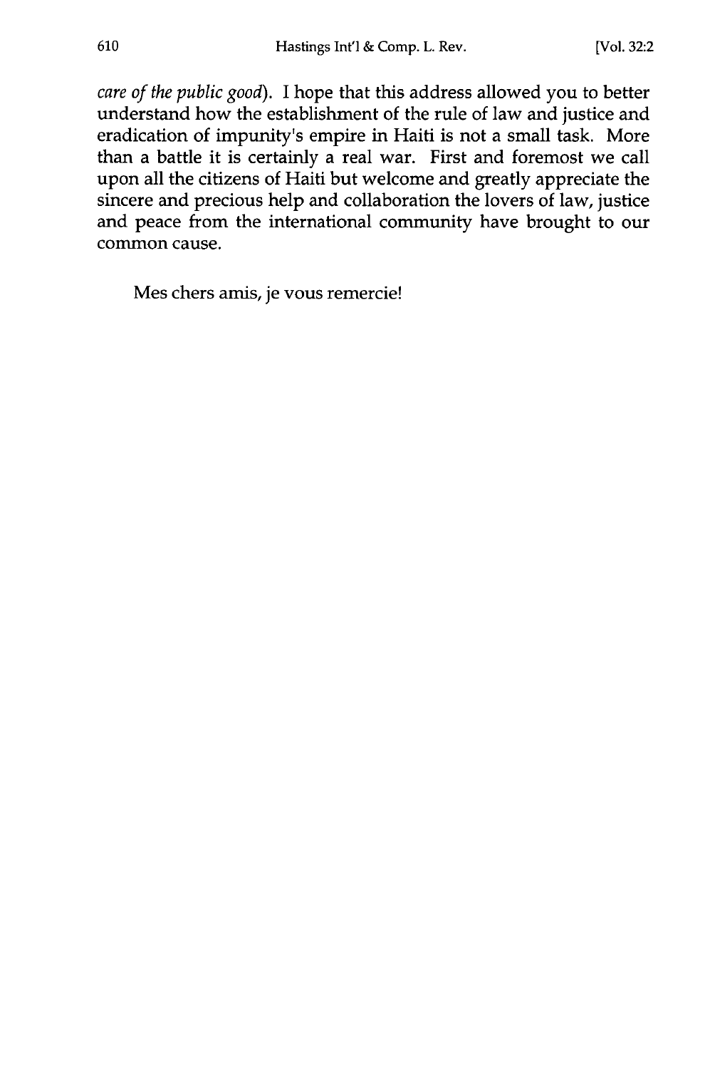*care of the public good*). I hope that this address allowed you to better understand how the establishment of the rule of law and justice and eradication of impunity's empire in Haiti is not a small task. More than a battle it is certainly a real war. First and foremost we call upon all the citizens of Haiti but welcome and greatly appreciate the sincere and precious help and collaboration the lovers of law, justice and peace from the international community have brought to our common cause.

Mes chers amis, je vous remercie!